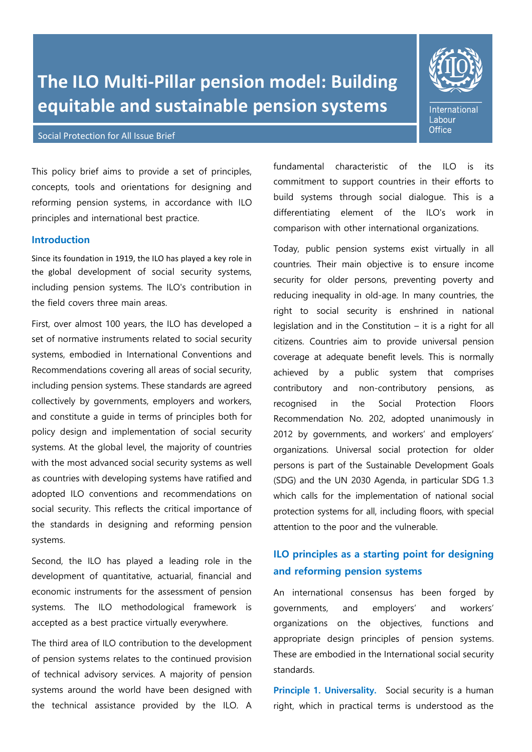# The ILO Multi-Pillar pension model: Building equitable and sustainable pension systems

International Labour Office

Social Protection for All Issue Brief

This policy brief aims to provide a set of principles, concepts, tools and orientations for designing and reforming pension systems, in accordance with ILO principles and international best practice.

## Introduction

Since its foundation in 1919, the ILO has played a key role in the global development of social security systems, including pension systems. The ILO's contribution in the field covers three main areas.

First, over almost 100 years, the ILO has developed a set of normative instruments related to social security systems, embodied in International Conventions and Recommendations covering all areas of social security, including pension systems. These standards are agreed collectively by governments, employers and workers, and constitute a guide in terms of principles both for policy design and implementation of social security systems. At the global level, the majority of countries with the most advanced social security systems as well as countries with developing systems have ratified and adopted ILO conventions and recommendations on social security. This reflects the critical importance of the standards in designing and reforming pension systems.

Second, the ILO has played a leading role in the development of quantitative, actuarial, financial and economic instruments for the assessment of pension systems. The ILO methodological framework is accepted as a best practice virtually everywhere.

The third area of ILO contribution to the development of pension systems relates to the continued provision of technical advisory services. A majority of pension systems around the world have been designed with the technical assistance provided by the ILO. A fundamental characteristic of the ILO is its commitment to support countries in their efforts to build systems through social dialogue. This is a differentiating element of the ILO's work in comparison with other international organizations.

Today, public pension systems exist virtually in all countries. Their main objective is to ensure income security for older persons, preventing poverty and reducing inequality in old-age. In many countries, the right to social security is enshrined in national legislation and in the Constitution – it is a right for all citizens. Countries aim to provide universal pension coverage at adequate benefit levels. This is normally achieved by a public system that comprises contributory and non-contributory pensions, as recognised in the Social Protection Floors Recommendation No. 202, adopted unanimously in 2012 by governments, and workers' and employers' organizations. Universal social protection for older persons is part of the Sustainable Development Goals (SDG) and the UN 2030 Agenda, in particular SDG 1.3 which calls for the implementation of national social protection systems for all, including floors, with special attention to the poor and the vulnerable.

## ILO principles as a starting point for designing and reforming pension systems

An international consensus has been forged by governments, and employers' and workers' organizations on the objectives, functions and appropriate design principles of pension systems. These are embodied in the International social security standards.

**Principle 1. Universality.** Social security is a human right, which in practical terms is understood as the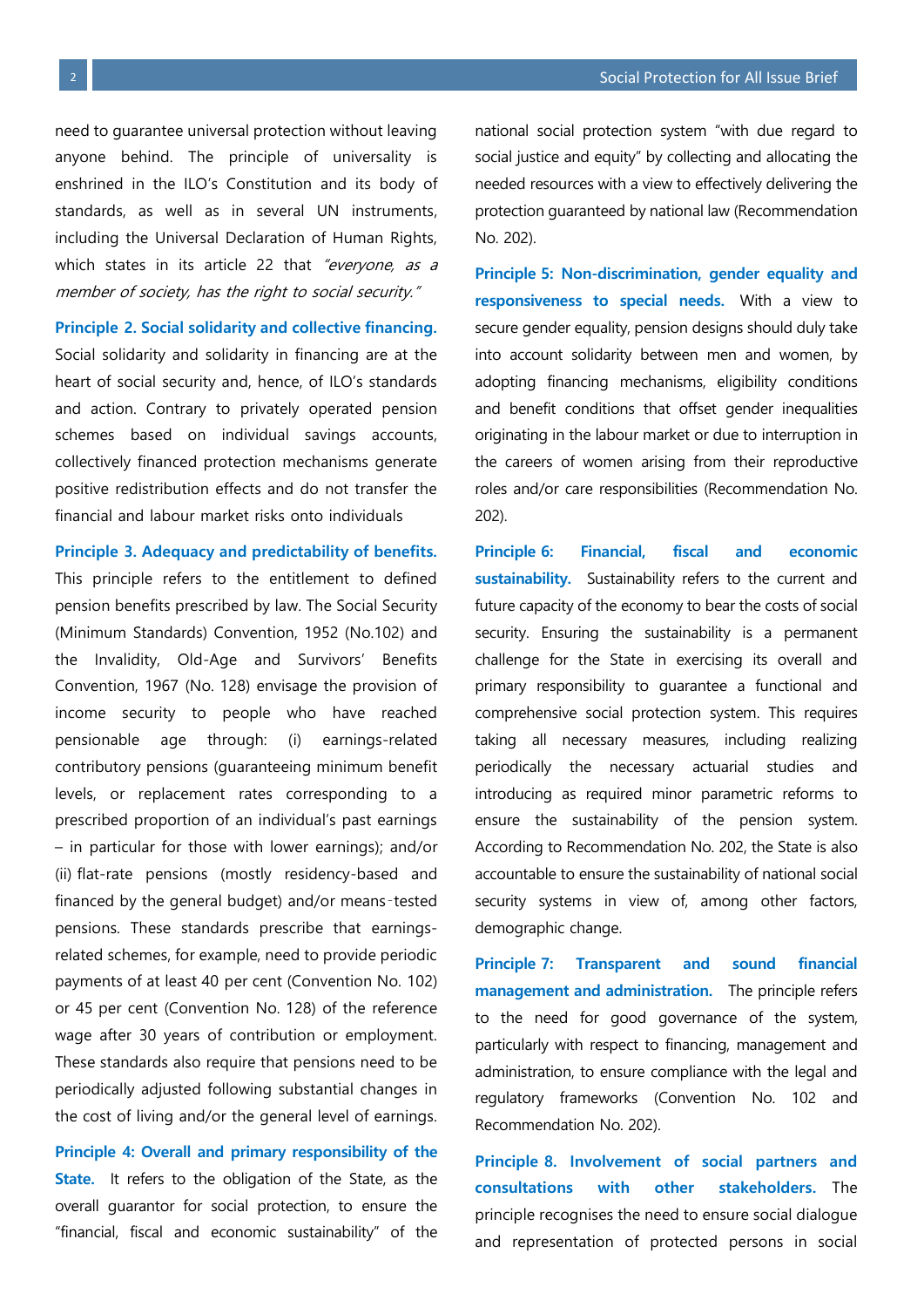need to guarantee universal protection without leaving anyone behind. The principle of universality is enshrined in the ILO's Constitution and its body of standards, as well as in several UN instruments, including the Universal Declaration of Human Rights, which states in its article 22 that *"everyone, as a member of society, has the right to social security."*

**Principle 2. Social solidarity and collective financing.** Social solidarity and solidarity in financing are at the heart of social security and, hence, of ILO's standards and action. Contrary to privately operated pension schemes based on individual savings accounts, collectively financed protection mechanisms generate positive redistribution effects and do not transfer the financial and labour market risks onto individuals

**Principle 3. Adequacy and predictability of benefits.** This principle refers to the entitlement to defined pension benefits prescribed by law. The Social Security (Minimum Standards) Convention, 1952 (No.102) and the Invalidity, Old-Age and Survivors' Benefits Convention, 1967 (No. 128) envisage the provision of income security to people who have reached pensionable age through: (i) earnings-related contributory pensions (guaranteeing minimum benefit levels, or replacement rates corresponding to a prescribed proportion of an individual's past earnings – in particular for those with lower earnings); and/or (ii) flat-rate pensions (mostly residency-based and financed by the general budget) and/or means-tested pensions. These standards prescribe that earnings-related schemes, for example, need to provide periodic payments of at least 40 per cent (Convention No. 102) or 45 per cent (Convention No. 128) of the reference wage after 30 years of contribution or employment. These standards also require that pensions need to be periodically adjusted following substantial changes in the cost of living and/or the general level of earnings.

**Principle 4: Overall and primary responsibility of the State.** It refers to the obligation of the State, as the overall guarantor for social protection, to ensure the "financial, fiscal and economic sustainability" of the national social protection system "with due regard to social justice and equity" by collecting and allocating the needed resources with a view to effectively delivering the protection guaranteed by national law (Recommendation No. 202).

**Principle 5: Non-discrimination, gender equality and responsiveness to special needs.** With a view to secure gender equality, pension designs should duly take into account solidarity between men and women, by adopting financing mechanisms, eligibility conditions and benefit conditions that offset gender inequalities originating in the labour market or due to interruption in the careers of women arising from their reproductive roles and/or care responsibilities (Recommendation No. 202).

**Principle 6: Financial, fiscal and economic sustainability.** Sustainability refers to the current and future capacity of the economy to bear the costs of social security. Ensuring the sustainability is a permanent challenge for the State in exercising its overall and primary responsibility to guarantee a functional and comprehensive social protection system. This requires taking all necessary measures, including realizing periodically the necessary actuarial studies and introducing as required minor parametric reforms to ensure the sustainability of the pension system. According to Recommendation No. 202, the State is also accountable to ensure the sustainability of national social security systems in view of, among other factors, demographic change.

**Principle 7: Transparent and sound financial management and administration.** The principle refers to the need for good governance of the system, particularly with respect to financing, management and administration, to ensure compliance with the legal and regulatory frameworks (Convention No. 102 and Recommendation No. 202).

**Principle 8. Involvement of social partners and consultations with other stakeholders.** The principle recognises the need to ensure social dialogue and representation of protected persons in social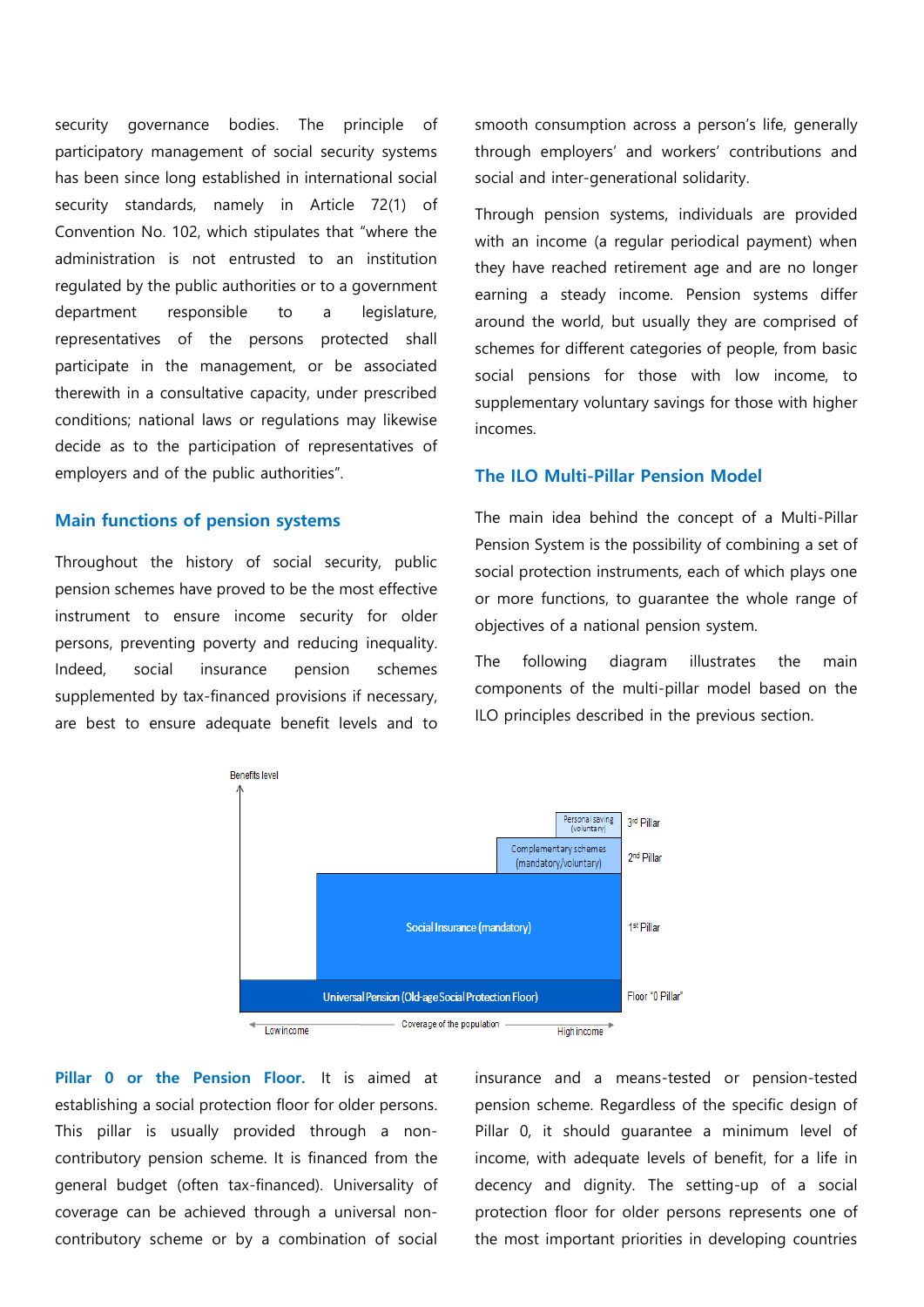security governance bodies. The principle of participatory management of social security systems has been since long established in international social security standards, namely in Article 72(1) of Convention No. 102, which stipulates that "where the administration is not entrusted to an institution regulated by the public authorities or to a government department responsible to a legislature, representatives of the persons protected shall participate in the management, or be associated therewith in a consultative capacity, under prescribed conditions; national laws or regulations may likewise decide as to the participation of representatives of employers and of the public authorities".

## Main functions of pension systems

Throughout the history of social security, public pension schemes have proved to be the most effective instrument to ensure income security for older persons, preventing poverty and reducing inequality. Indeed, social insurance pension schemes supplemented by tax-financed provisions if necessary, are best to ensure adequate benefit levels and to smooth consumption across a person's life, generally through employers' and workers' contributions and social and inter-generational solidarity.

Through pension systems, individuals are provided with an income (a regular periodical payment) when they have reached retirement age and are no longer earning a steady income. Pension systems differ around the world, but usually they are comprised of schemes for different categories of people, from basic social pensions for those with low income, to supplementary voluntary savings for those with higher incomes.

## The ILO Multi-Pillar Pension Model

The main idea behind the concept of a Multi-Pillar Pension System is the possibility of combining a set of social protection instruments, each of which plays one or more functions, to guarantee the whole range of objectives of a national pension system.

The following diagram illustrates the main components of the multi-pillar model based on the ILO principles described in the previous section.

| Pillar | Component |
|---|---|
| 3rd Pillar | Personal saving (voluntary) |
| 2nd Pillar | Complementary schemes (mandatory/voluntary) |
| 1st Pillar | Social Insurance (mandatory) |
| Floor "0 Pillar" | Universal Pension (Old-age Social Protection Floor) |

Benefits level (vertical axis); Coverage of the population (horizontal axis): Low income → High income

**Pillar 0 or the Pension Floor.** It is aimed at establishing a social protection floor for older persons. This pillar is usually provided through a non-contributory pension scheme. It is financed from the general budget (often tax-financed). Universality of coverage can be achieved through a universal non-contributory scheme or by a combination of social insurance and a means-tested or pension-tested pension scheme. Regardless of the specific design of Pillar 0, it should guarantee a minimum level of income, with adequate levels of benefit, for a life in decency and dignity. The setting-up of a social protection floor for older persons represents one of the most important priorities in developing countries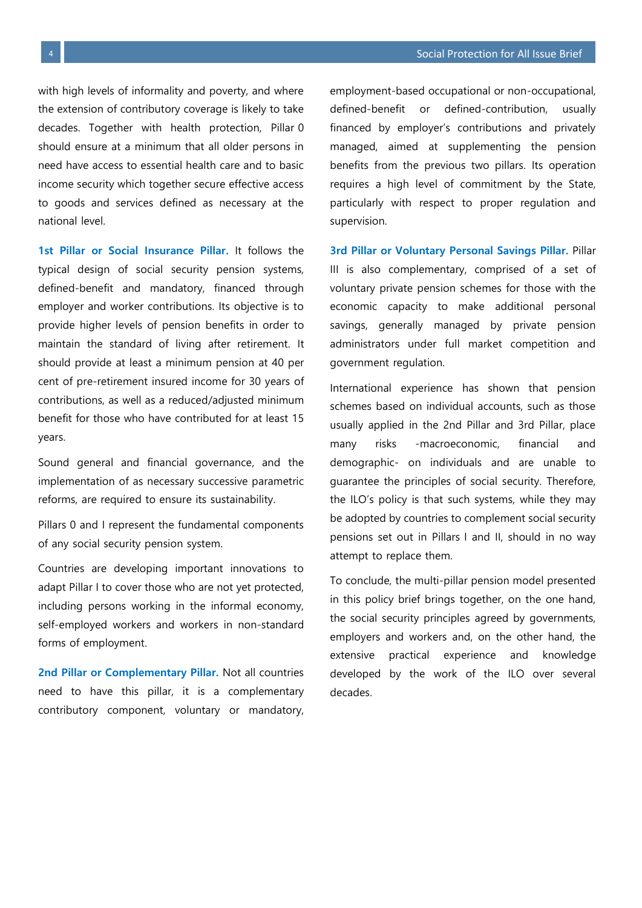with high levels of informality and poverty, and where the extension of contributory coverage is likely to take decades. Together with health protection, Pillar 0 should ensure at a minimum that all older persons in need have access to essential health care and to basic income security which together secure effective access to goods and services defined as necessary at the national level.

**1st Pillar or Social Insurance Pillar.** It follows the typical design of social security pension systems, defined-benefit and mandatory, financed through employer and worker contributions. Its objective is to provide higher levels of pension benefits in order to maintain the standard of living after retirement. It should provide at least a minimum pension at 40 per cent of pre-retirement insured income for 30 years of contributions, as well as a reduced/adjusted minimum benefit for those who have contributed for at least 15 years.

Sound general and financial governance, and the implementation of as necessary successive parametric reforms, are required to ensure its sustainability.

Pillars 0 and I represent the fundamental components of any social security pension system.

Countries are developing important innovations to adapt Pillar I to cover those who are not yet protected, including persons working in the informal economy, self-employed workers and workers in non-standard forms of employment.

**2nd Pillar or Complementary Pillar.** Not all countries need to have this pillar, it is a complementary contributory component, voluntary or mandatory, employment-based occupational or non-occupational, defined-benefit or defined-contribution, usually financed by employer's contributions and privately managed, aimed at supplementing the pension benefits from the previous two pillars. Its operation requires a high level of commitment by the State, particularly with respect to proper regulation and supervision.

**3rd Pillar or Voluntary Personal Savings Pillar.** Pillar III is also complementary, comprised of a set of voluntary private pension schemes for those with the economic capacity to make additional personal savings, generally managed by private pension administrators under full market competition and government regulation.

International experience has shown that pension schemes based on individual accounts, such as those usually applied in the 2nd Pillar and 3rd Pillar, place many risks -macroeconomic, financial and demographic- on individuals and are unable to guarantee the principles of social security. Therefore, the ILO's policy is that such systems, while they may be adopted by countries to complement social security pensions set out in Pillars I and II, should in no way attempt to replace them.

To conclude, the multi-pillar pension model presented in this policy brief brings together, on the one hand, the social security principles agreed by governments, employers and workers and, on the other hand, the extensive practical experience and knowledge developed by the work of the ILO over several decades.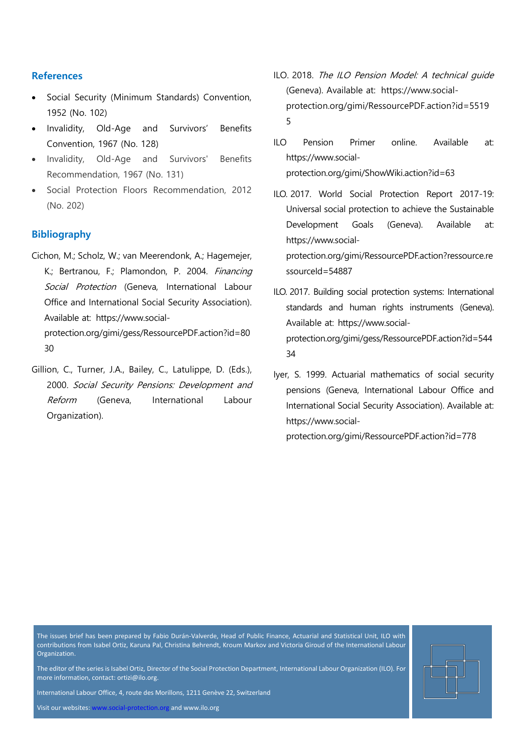## References

- Social Security (Minimum Standards) Convention, 1952 (No. 102)
- Invalidity, Old-Age and Survivors' Benefits Convention, 1967 (No. 128)
- Invalidity, Old-Age and Survivors' Benefits Recommendation, 1967 (No. 131)
- Social Protection Floors Recommendation, 2012 (No. 202)

## Bibliography

Cichon, M.; Scholz, W.; van Meerendonk, A.; Hagemejer, K.; Bertranou, F.; Plamondon, P. 2004. *Financing Social Protection* (Geneva, International Labour Office and International Social Security Association). Available at: https://www.social-protection.org/gimi/gess/RessourcePDF.action?id=8030

Gillion, C., Turner, J.A., Bailey, C., Latulippe, D. (Eds.), 2000. *Social Security Pensions: Development and Reform* (Geneva, International Labour Organization).

ILO. 2018. *The ILO Pension Model: A technical guide* (Geneva). Available at: https://www.social-protection.org/gimi/RessourcePDF.action?id=55195

ILO Pension Primer online. Available at: https://www.social-protection.org/gimi/ShowWiki.action?id=63

ILO. 2017. World Social Protection Report 2017-19: Universal social protection to achieve the Sustainable Development Goals (Geneva). Available at: https://www.social-protection.org/gimi/RessourcePDF.action?ressource.ressourceId=54887

ILO. 2017. Building social protection systems: International standards and human rights instruments (Geneva). Available at: https://www.social-protection.org/gimi/gess/RessourcePDF.action?id=54434

Iyer, S. 1999. Actuarial mathematics of social security pensions (Geneva, International Labour Office and International Social Security Association). Available at: https://www.social-protection.org/gimi/RessourcePDF.action?id=778

The issues brief has been prepared by Fabio Durán-Valverde, Head of Public Finance, Actuarial and Statistical Unit, ILO with contributions from Isabel Ortiz, Karuna Pal, Christina Behrendt, Kroum Markov and Victoria Giroud of the International Labour Organization.

The editor of the series is Isabel Ortiz, Director of the Social Protection Department, International Labour Organization (ILO). For more information, contact: ortizi@ilo.org.

International Labour Office, 4, route des Morillons, 1211 Genève 22, Switzerland

Visit our websites: www.social-protection.org and www.ilo.org